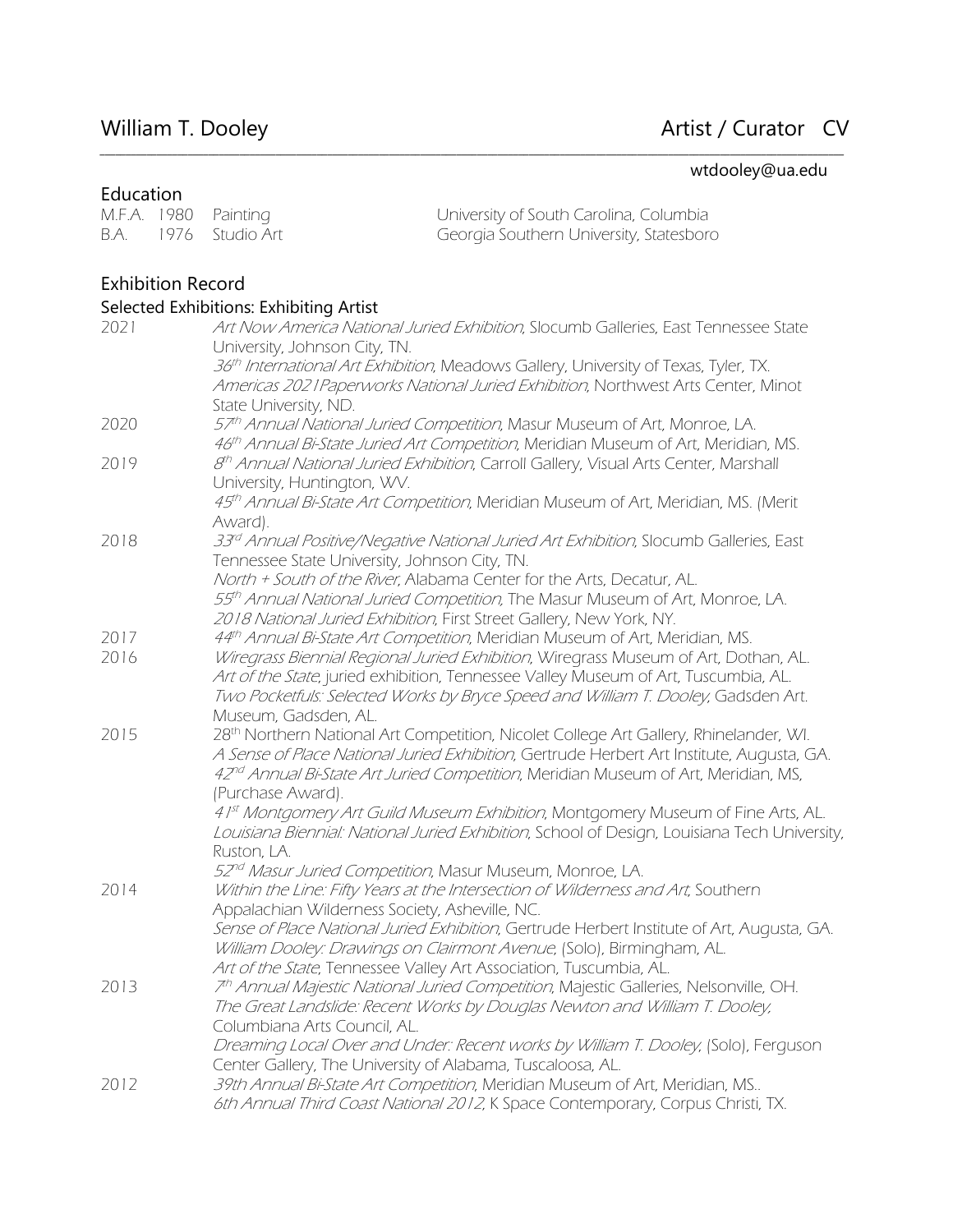# William T. Dooley — Artist / Curator CV

wtdooley@ua.edu

## Education

| | | | |
|---|---|---|---|
| M.F.A. | 1980 | Painting | University of South Carolina, Columbia |
| B.A. | 1976 | Studio Art | Georgia Southern University, Statesboro |

## Exhibition Record

### Selected Exhibitions: Exhibiting Artist

**2021**

*Art Now America National Juried Exhibition*, Slocumb Galleries, East Tennessee State University, Johnson City, TN.
*36th International Art Exhibition*, Meadows Gallery, University of Texas, Tyler, TX.
*Americas 2021Paperworks National Juried Exhibition*, Northwest Arts Center, Minot State University, ND.

**2020**

*57th Annual National Juried Competition*, Masur Museum of Art, Monroe, LA.
*46th Annual Bi-State Juried Art Competition*, Meridian Museum of Art, Meridian, MS.

**2019**

*8th Annual National Juried Exhibition*, Carroll Gallery, Visual Arts Center, Marshall University, Huntington, WV.
*45th Annual Bi-State Art Competition*, Meridian Museum of Art, Meridian, MS. (Merit Award).

**2018**

*33rd Annual Positive/Negative National Juried Art Exhibition*, Slocumb Galleries, East Tennessee State University, Johnson City, TN.
*North + South of the River*, Alabama Center for the Arts, Decatur, AL.
*55th Annual National Juried Competition*, The Masur Museum of Art, Monroe, LA.
*2018 National Juried Exhibition*, First Street Gallery, New York, NY.

**2017**

*44th Annual Bi-State Art Competition*, Meridian Museum of Art, Meridian, MS.

**2016**

*Wiregrass Biennial Regional Juried Exhibition*, Wiregrass Museum of Art, Dothan, AL.
*Art of the State*, juried exhibition, Tennessee Valley Museum of Art, Tuscumbia, AL.
*Two Pocketfuls: Selected Works by Bryce Speed and William T. Dooley*, Gadsden Art. Museum, Gadsden, AL.

**2015**

28th Northern National Art Competition, Nicolet College Art Gallery, Rhinelander, WI.
*A Sense of Place National Juried Exhibition*, Gertrude Herbert Art Institute, Augusta, GA.
*42nd Annual Bi-State Art Juried Competition*, Meridian Museum of Art, Meridian, MS, (Purchase Award).
*41st Montgomery Art Guild Museum Exhibition*, Montgomery Museum of Fine Arts, AL.
*Louisiana Biennial: National Juried Exhibition*, School of Design, Louisiana Tech University, Ruston, LA.
*52nd Masur Juried Competition*, Masur Museum, Monroe, LA.

**2014**

*Within the Line: Fifty Years at the Intersection of Wilderness and Art*, Southern Appalachian Wilderness Society, Asheville, NC.
*Sense of Place National Juried Exhibition*, Gertrude Herbert Institute of Art, Augusta, GA.
*William Dooley: Drawings on Clairmont Avenue*, (Solo), Birmingham, AL.
*Art of the State*, Tennessee Valley Art Association, Tuscumbia, AL.

**2013**

*7th Annual Majestic National Juried Competition*, Majestic Galleries, Nelsonville, OH.
*The Great Landslide: Recent Works by Douglas Newton and William T. Dooley*, Columbiana Arts Council, AL.
*Dreaming Local Over and Under: Recent works by William T. Dooley*, (Solo), Ferguson Center Gallery, The University of Alabama, Tuscaloosa, AL.

**2012**

*39th Annual Bi-State Art Competition*, Meridian Museum of Art, Meridian, MS..
*6th Annual Third Coast National 2012*, K Space Contemporary, Corpus Christi, TX.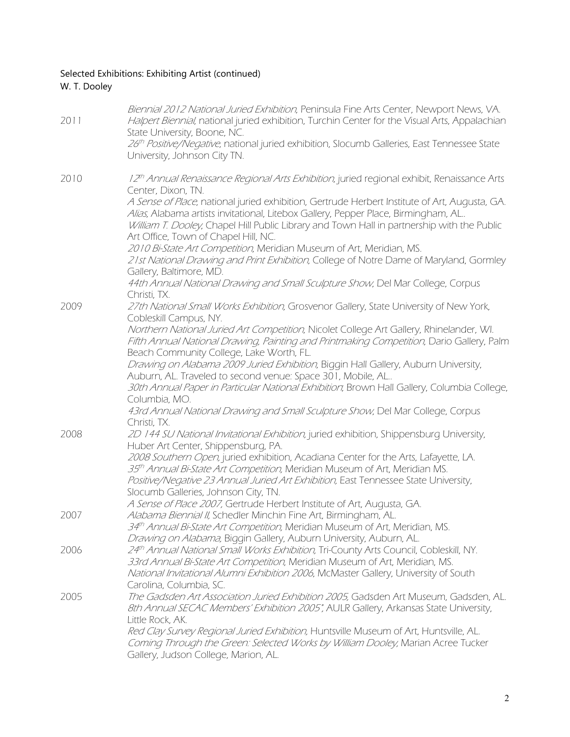Selected Exhibitions: Exhibiting Artist (continued)
W. T. Dooley

*Biennial 2012 National Juried Exhibition*, Peninsula Fine Arts Center, Newport News, VA.

**2011**

*Halpert Biennial*, national juried exhibition, Turchin Center for the Visual Arts, Appalachian State University, Boone, NC.
*26th Positive/Negative*, national juried exhibition, Slocumb Galleries, East Tennessee State University, Johnson City TN.

**2010**

*12th Annual Renaissance Regional Arts Exhibition*, juried regional exhibit, Renaissance Arts Center, Dixon, TN.
*A Sense of Place*, national juried exhibition, Gertrude Herbert Institute of Art, Augusta, GA.
*Alias*, Alabama artists invitational, Litebox Gallery, Pepper Place, Birmingham, AL..
*William T. Dooley*, Chapel Hill Public Library and Town Hall in partnership with the Public Art Office, Town of Chapel Hill, NC.
*2010 Bi-State Art Competition*, Meridian Museum of Art, Meridian, MS.
*21st National Drawing and Print Exhibition*, College of Notre Dame of Maryland, Gormley Gallery, Baltimore, MD.
*44th Annual National Drawing and Small Sculpture Show*, Del Mar College, Corpus Christi, TX.

**2009**

*27th National Small Works Exhibition*, Grosvenor Gallery, State University of New York, Cobleskill Campus, NY.
*Northern National Juried Art Competition*, Nicolet College Art Gallery, Rhinelander, WI.
*Fifth Annual National Drawing, Painting and Printmaking Competition*, Dario Gallery, Palm Beach Community College, Lake Worth, FL.
*Drawing on Alabama 2009 Juried Exhibition*, Biggin Hall Gallery, Auburn University, Auburn, AL. Traveled to second venue: Space 301, Mobile, AL..
*30th Annual Paper in Particular National Exhibition*, Brown Hall Gallery, Columbia College, Columbia, MO.
*43rd Annual National Drawing and Small Sculpture Show*, Del Mar College, Corpus Christi, TX.

**2008**

*2D 144 SU National Invitational Exhibition*, juried exhibition, Shippensburg University, Huber Art Center, Shippensburg, PA.
*2008 Southern Open*, juried exhibition, Acadiana Center for the Arts, Lafayette, LA.
*35th Annual Bi-State Art Competition*, Meridian Museum of Art, Meridian MS.
*Positive/Negative 23 Annual Juried Art Exhibition*, East Tennessee State University, Slocumb Galleries, Johnson City, TN.
*A Sense of Place 2007*, Gertrude Herbert Institute of Art, Augusta, GA.

**2007**

*Alabama Biennial II*, Schedler Minchin Fine Art, Birmingham, AL.
*34th Annual Bi-State Art Competition*, Meridian Museum of Art, Meridian, MS.
*Drawing on Alabama*, Biggin Gallery, Auburn University, Auburn, AL.

**2006**

*24th Annual National Small Works Exhibition*, Tri-County Arts Council, Cobleskill, NY.
*33rd Annual Bi-State Art Competition*, Meridian Museum of Art, Meridian, MS.
*National Invitational Alumni Exhibition 2006*, McMaster Gallery, University of South Carolina, Columbia, SC.

**2005**

*The Gadsden Art Association Juried Exhibition 2005*, Gadsden Art Museum, Gadsden, AL.
*8th Annual SECAC Members' Exhibition 2005"*, AULR Gallery, Arkansas State University, Little Rock, AK.
*Red Clay Survey Regional Juried Exhibition*, Huntsville Museum of Art, Huntsville, AL.
*Coming Through the Green: Selected Works by William Dooley*, Marian Acree Tucker Gallery, Judson College, Marion, AL.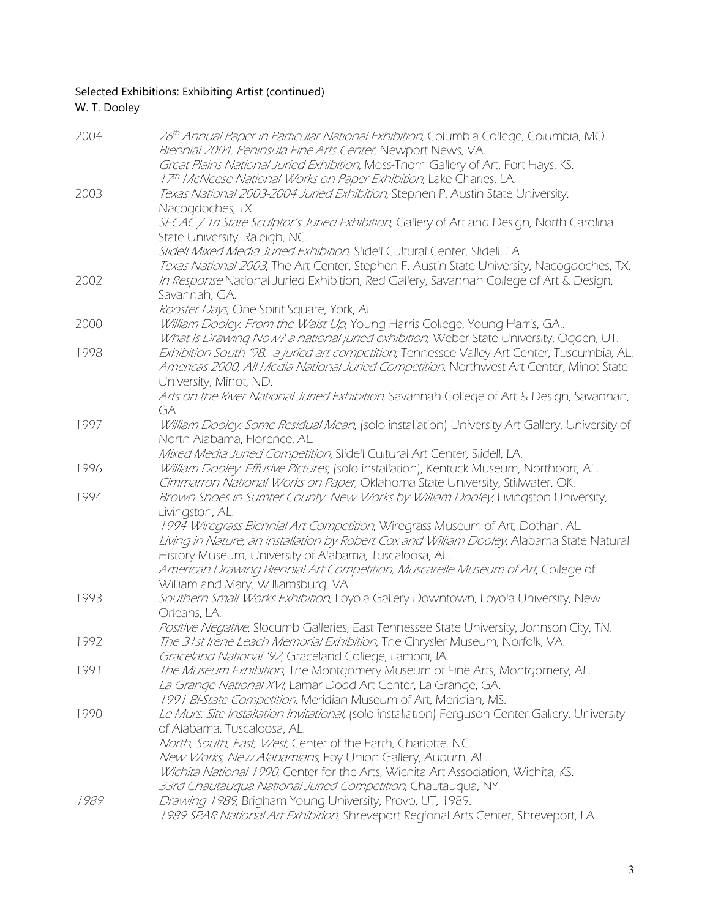Selected Exhibitions: Exhibiting Artist (continued)
W. T. Dooley

| | |
|---|---|
| 2004 | *26th Annual Paper in Particular National Exhibition,* Columbia College, Columbia, MO<br>*Biennial 2004, Peninsula Fine Arts Center,* Newport News, VA.<br>*Great Plains National Juried Exhibition,* Moss-Thorn Gallery of Art, Fort Hays, KS.<br>*17th McNeese National Works on Paper Exhibition,* Lake Charles, LA. |
| 2003 | *Texas National 2003-2004 Juried Exhibition,* Stephen P. Austin State University, Nacogdoches, TX.<br>*SECAC / Tri-State Sculptor's Juried Exhibition,* Gallery of Art and Design, North Carolina State University, Raleigh, NC.<br>*Slidell Mixed Media Juried Exhibition,* Slidell Cultural Center, Slidell, LA.<br>*Texas National 2003,* The Art Center, Stephen F. Austin State University, Nacogdoches, TX. |
| 2002 | *In Response* National Juried Exhibition, Red Gallery, Savannah College of Art & Design, Savannah, GA.<br>*Rooster Days,* One Spirit Square, York, AL. |
| 2000 | *William Dooley: From the Waist Up,* Young Harris College, Young Harris, GA..<br>*What Is Drawing Now? a national juried exhibition,* Weber State University, Ogden, UT. |
| 1998 | *Exhibition South '98: a juried art competition,* Tennessee Valley Art Center, Tuscumbia, AL.<br>*Americas 2000, All Media National Juried Competition,* Northwest Art Center, Minot State University, Minot, ND.<br>*Arts on the River National Juried Exhibition,* Savannah College of Art & Design, Savannah, GA. |
| 1997 | *William Dooley: Some Residual Mean,* (solo installation) University Art Gallery, University of North Alabama, Florence, AL.<br>*Mixed Media Juried Competition,* Slidell Cultural Art Center, Slidell, LA. |
| 1996 | *William Dooley: Effusive Pictures,* (solo installation), Kentuck Museum, Northport, AL.<br>*Cimmarron National Works on Paper,* Oklahoma State University, Stillwater, OK. |
| 1994 | *Brown Shoes in Sumter County: New Works by William Dooley,* Livingston University, Livingston, AL.<br>*1994 Wiregrass Biennial Art Competition,* Wiregrass Museum of Art, Dothan, AL.<br>*Living in Nature, an installation by Robert Cox and William Dooley,* Alabama State Natural History Museum, University of Alabama, Tuscaloosa, AL.<br>*American Drawing Biennial Art Competition, Muscarelle Museum of Art,* College of William and Mary, Williamsburg, VA. |
| 1993 | *Southern Small Works Exhibition,* Loyola Gallery Downtown, Loyola University, New Orleans, LA.<br>*Positive Negative,* Slocumb Galleries, East Tennessee State University, Johnson City, TN. |
| 1992 | *The 31st Irene Leach Memorial Exhibition,* The Chrysler Museum, Norfolk, VA.<br>*Graceland National '92,* Graceland College, Lamoni, IA. |
| 1991 | *The Museum Exhibition,* The Montgomery Museum of Fine Arts, Montgomery, AL.<br>*La Grange National XVI,* Lamar Dodd Art Center, La Grange, GA.<br>*1991 Bi-State Competition,* Meridian Museum of Art, Meridian, MS. |
| 1990 | *Le Murs: Site Installation Invitational,* (solo installation) Ferguson Center Gallery, University of Alabama, Tuscaloosa, AL.<br>*North, South, East, West,* Center of the Earth, Charlotte, NC..<br>*New Works, New Alabamians,* Foy Union Gallery, Auburn, AL.<br>*Wichita National 1990,* Center for the Arts, Wichita Art Association, Wichita, KS.<br>*33rd Chautauqua National Juried Competition,* Chautauqua, NY. |
| *1989* | *Drawing 1989,* Brigham Young University, Provo, UT, 1989.<br>*1989 SPAR National Art Exhibition,* Shreveport Regional Arts Center, Shreveport, LA. |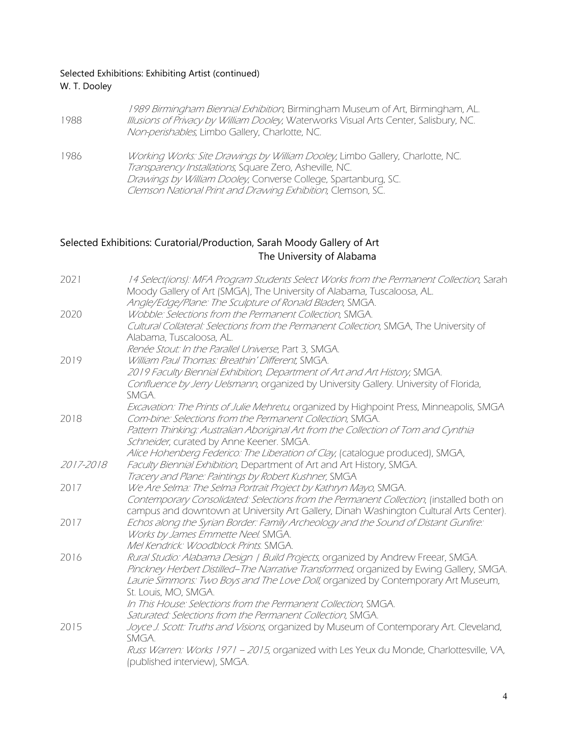Selected Exhibitions: Exhibiting Artist (continued)
W. T. Dooley

1988
*1989 Birmingham Biennial Exhibition*, Birmingham Museum of Art, Birmingham, AL.
*Illusions of Privacy by William Dooley*, Waterworks Visual Arts Center, Salisbury, NC.
*Non-perishables*, Limbo Gallery, Charlotte, NC.

1986
*Working Works: Site Drawings by William Dooley*, Limbo Gallery, Charlotte, NC.
*Transparency Installations*, Square Zero, Asheville, NC.
*Drawings by William Dooley*, Converse College, Spartanburg, SC.
*Clemson National Print and Drawing Exhibition*, Clemson, SC.

## Selected Exhibitions: Curatorial/Production, Sarah Moody Gallery of Art
## The University of Alabama

2021
*14 Select(ions): MFA Program Students Select Works from the Permanent Collection*, Sarah Moody Gallery of Art (SMGA), The University of Alabama, Tuscaloosa, AL.
*Angle/Edge/Plane: The Sculpture of Ronald Bladen*, SMGA.

2020
*Wobble: Selections from the Permanent Collection*, SMGA.
*Cultural Collateral: Selections from the Permanent Collection*, SMGA, The University of Alabama, Tuscaloosa, AL.
*Renée Stout: In the Parallel Universe*, Part 3, SMGA.

2019
*William Paul Thomas: Breathin' Different*, SMGA.
*2019 Faculty Biennial Exhibition, Department of Art and Art History*, SMGA.
*Confluence by Jerry Uelsmann*, organized by University Gallery. University of Florida, SMGA.
*Excavation: The Prints of Julie Mehretu*, organized by Highpoint Press, Minneapolis, SMGA

2018
*Com-bine: Selections from the Permanent Collection*, SMGA.
*Pattern Thinking: Australian Aboriginal Art from the Collection of Tom and Cynthia Schneider*, curated by Anne Keener. SMGA.
*Alice Hohenberg Federico: The Liberation of Clay*, (catalogue produced), SMGA,

*2017-2018*
*Faculty Biennial Exhibition*, Department of Art and Art History, SMGA.
*Tracery and Plane: Paintings by Robert Kushner*, SMGA

2017
*We Are Selma: The Selma Portrait Project by Kathryn Mayo*, SMGA.
*Contemporary Consolidated: Selections from the Permanent Collection*, (installed both on campus and downtown at University Art Gallery, Dinah Washington Cultural Arts Center).

2017
*Echos along the Syrian Border: Family Archeology and the Sound of Distant Gunfire: Works by James Emmette Neel*. SMGA.
*Mel Kendrick: Woodblock Prints*. SMGA.

2016
*Rural Studio: Alabama Design | Build Projects*, organized by Andrew Freear, SMGA.
*Pinckney Herbert Distilled–The Narrative Transformed*, organized by Ewing Gallery, SMGA.
*Laurie Simmons: Two Boys and The Love Doll*, organized by Contemporary Art Museum, St. Louis, MO, SMGA.
*In This House: Selections from the Permanent Collection*, SMGA.
*Saturated: Selections from the Permanent Collection*, SMGA.

2015
*Joyce J. Scott: Truths and Visions*, organized by Museum of Contemporary Art. Cleveland, SMGA.
*Russ Warren: Works 1971 – 2015*, organized with Les Yeux du Monde, Charlottesville, VA, (published interview), SMGA.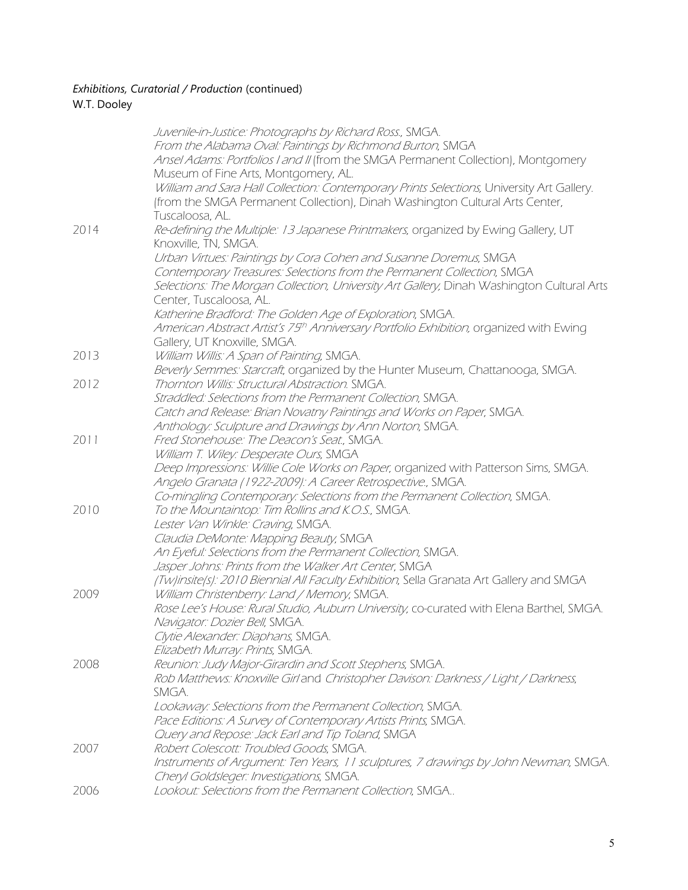*Exhibitions, Curatorial / Production* (continued)
W.T. Dooley

| | |
|---|---|
| | *Juvenile-in-Justice: Photographs by Richard Ross.*, SMGA. |
| | *From the Alabama Oval: Paintings by Richmond Burton*, SMGA |
| | *Ansel Adams: Portfolios I and II* (from the SMGA Permanent Collection), Montgomery Museum of Fine Arts, Montgomery, AL. |
| | *William and Sara Hall Collection: Contemporary Prints Selections*, University Art Gallery. (from the SMGA Permanent Collection), Dinah Washington Cultural Arts Center, Tuscaloosa, AL. |
| 2014 | *Re-defining the Multiple: 13 Japanese Printmakers*, organized by Ewing Gallery, UT Knoxville, TN, SMGA. |
| | *Urban Virtues: Paintings by Cora Cohen and Susanne Doremus*, SMGA |
| | *Contemporary Treasures: Selections from the Permanent Collection*, SMGA |
| | *Selections: The Morgan Collection, University Art Gallery*, Dinah Washington Cultural Arts Center, Tuscaloosa, AL. |
| | *Katherine Bradford: The Golden Age of Exploration*, SMGA. |
| | *American Abstract Artist's 75th Anniversary Portfolio Exhibition*, organized with Ewing Gallery, UT Knoxville, SMGA. |
| 2013 | *William Willis: A Span of Painting*, SMGA. |
| | *Beverly Semmes: Starcraft*, organized by the Hunter Museum, Chattanooga, SMGA. |
| 2012 | *Thornton Willis: Structural Abstraction.* SMGA. |
| | *Straddled: Selections from the Permanent Collection*, SMGA. |
| | *Catch and Release: Brian Novatny Paintings and Works on Paper*, SMGA. |
| | *Anthology: Sculpture and Drawings by Ann Norton*, SMGA. |
| 2011 | *Fred Stonehouse: The Deacon's Seat.*, SMGA. |
| | *William T. Wiley: Desperate Ours*, SMGA |
| | *Deep Impressions: Willie Cole Works on Paper*, organized with Patterson Sims, SMGA. |
| | *Angelo Granata (1922-2009): A Career Retrospective.*, SMGA. |
| | *Co-mingling Contemporary: Selections from the Permanent Collection*, SMGA. |
| 2010 | *To the Mountaintop: Tim Rollins and K.O.S.*, SMGA. |
| | *Lester Van Winkle: Craving*, SMGA. |
| | *Claudia DeMonte: Mapping Beauty*, SMGA |
| | *An Eyeful: Selections from the Permanent Collection*, SMGA. |
| | *Jasper Johns: Prints from the Walker Art Center*, SMGA |
| | *(Tw)insite(s): 2010 Biennial All Faculty Exhibition*, Sella Granata Art Gallery and SMGA |
| 2009 | *William Christenberry: Land / Memory*, SMGA. |
| | *Rose Lee's House: Rural Studio, Auburn University*, co-curated with Elena Barthel, SMGA. |
| | *Navigator: Dozier Bell*, SMGA. |
| | *Clytie Alexander: Diaphans*, SMGA. |
| | *Elizabeth Murray: Prints*, SMGA. |
| 2008 | *Reunion: Judy Major-Girardin and Scott Stephens*, SMGA. |
| | *Rob Matthews: Knoxville Girl* and *Christopher Davison: Darkness / Light / Darkness*, SMGA. |
| | *Lookaway: Selections from the Permanent Collection*, SMGA. |
| | *Pace Editions: A Survey of Contemporary Artists Prints*, SMGA. |
| | *Query and Repose: Jack Earl and Tip Toland*, SMGA |
| 2007 | *Robert Colescott: Troubled Goods*, SMGA. |
| | *Instruments of Argument: Ten Years, 11 sculptures, 7 drawings by John Newman*, SMGA. |
| | *Cheryl Goldsleger: Investigations*, SMGA. |
| 2006 | *Lookout: Selections from the Permanent Collection*, SMGA.. |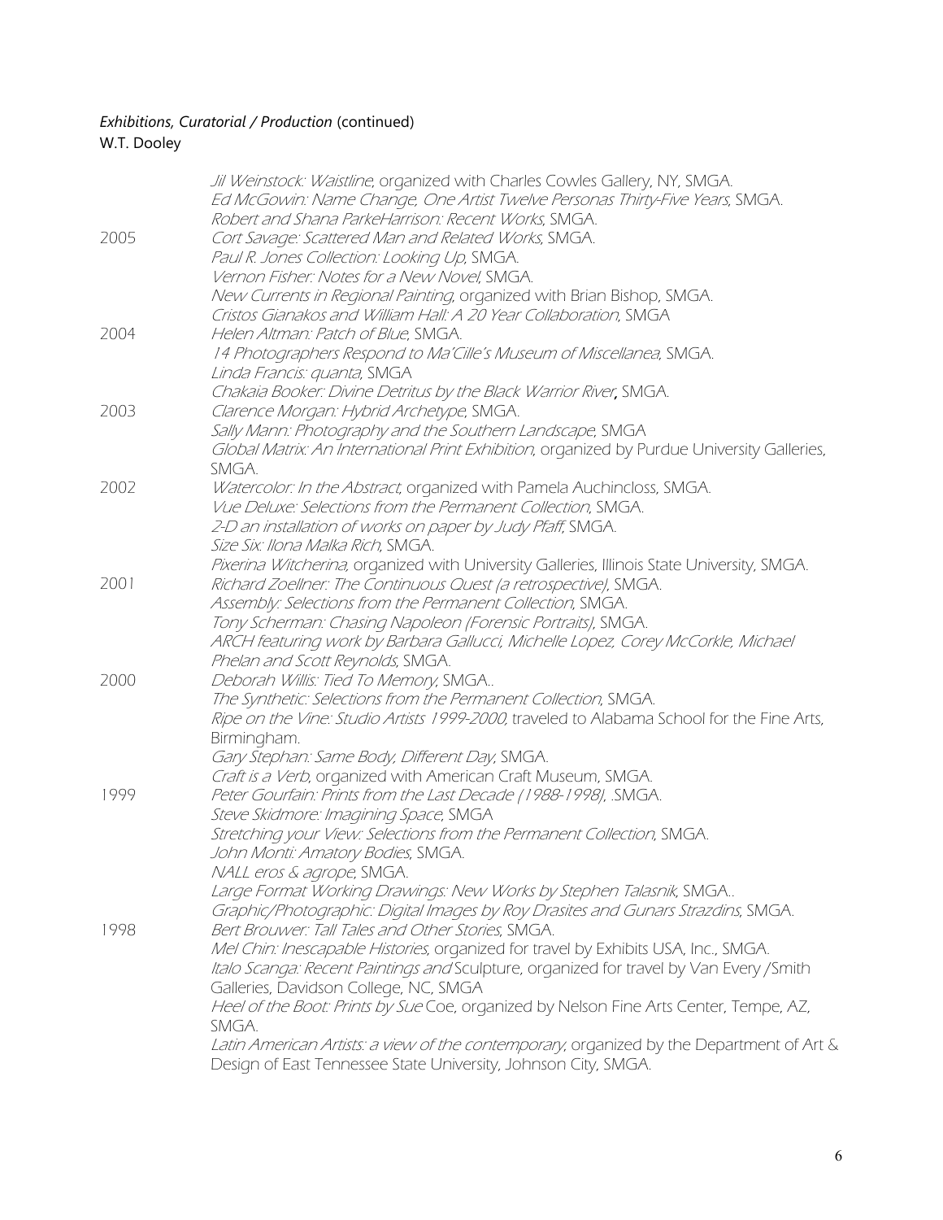*Exhibitions, Curatorial / Production* (continued)
W.T. Dooley

| | |
|---|---|
| | *Jil Weinstock: Waistline*, organized with Charles Cowles Gallery, NY, SMGA. |
| | *Ed McGowin: Name Change, One Artist Twelve Personas Thirty-Five Years*, SMGA. |
| | *Robert and Shana ParkeHarrison: Recent Works*, SMGA. |
| 2005 | *Cort Savage: Scattered Man and Related Works*, SMGA. |
| | *Paul R. Jones Collection: Looking Up*, SMGA. |
| | *Vernon Fisher: Notes for a New Novel*, SMGA. |
| | *New Currents in Regional Painting*, organized with Brian Bishop, SMGA. |
| | *Cristos Gianakos and William Hall: A 20 Year Collaboration*, SMGA |
| 2004 | *Helen Altman: Patch of Blue*, SMGA. |
| | *14 Photographers Respond to Ma'Cille's Museum of Miscellanea*, SMGA. |
| | *Linda Francis: quanta*, SMGA |
| | *Chakaia Booker: Divine Detritus by the Black Warrior River*, SMGA. |
| 2003 | *Clarence Morgan: Hybrid Archetype*, SMGA. |
| | *Sally Mann: Photography and the Southern Landscape*, SMGA |
| | *Global Matrix: An International Print Exhibition*, organized by Purdue University Galleries, SMGA. |
| 2002 | *Watercolor: In the Abstract*, organized with Pamela Auchincloss, SMGA. |
| | *Vue Deluxe: Selections from the Permanent Collection*, SMGA. |
| | *2-D an installation of works on paper by Judy Pfaff*, SMGA. |
| | *Size Six: Ilona Malka Rich*, SMGA. |
| | *Pixerina Witcherina*, organized with University Galleries, Illinois State University, SMGA. |
| 2001 | *Richard Zoellner: The Continuous Quest (a retrospective)*, SMGA. |
| | *Assembly: Selections from the Permanent Collection*, SMGA. |
| | *Tony Scherman: Chasing Napoleon (Forensic Portraits)*, SMGA. |
| | *ARCH featuring work by Barbara Gallucci, Michelle Lopez, Corey McCorkle, Michael Phelan and Scott Reynolds*, SMGA. |
| 2000 | *Deborah Willis: Tied To Memory*, SMGA.. |
| | *The Synthetic: Selections from the Permanent Collection*, SMGA. |
| | *Ripe on the Vine: Studio Artists 1999-2000*, traveled to Alabama School for the Fine Arts, Birmingham. |
| | *Gary Stephan: Same Body, Different Day*, SMGA. |
| | *Craft is a Verb*, organized with American Craft Museum, SMGA. |
| 1999 | *Peter Gourfain: Prints from the Last Decade (1988-1998)*, .SMGA. |
| | *Steve Skidmore: Imagining Space*, SMGA |
| | *Stretching your View: Selections from the Permanent Collection*, SMGA. |
| | *John Monti: Amatory Bodies*, SMGA. |
| | *NALL eros & agrope*, SMGA. |
| | *Large Format Working Drawings: New Works by Stephen Talasnik*, SMGA.. |
| | *Graphic/Photographic: Digital Images by Roy Drasites and Gunars Strazdins*, SMGA. |
| 1998 | *Bert Brouwer: Tall Tales and Other Stories*, SMGA. |
| | *Mel Chin: Inescapable Histories*, organized for travel by Exhibits USA, Inc., SMGA. |
| | *Italo Scanga: Recent Paintings and* Sculpture, organized for travel by Van Every /Smith Galleries, Davidson College, NC, SMGA |
| | *Heel of the Boot: Prints by Sue* Coe, organized by Nelson Fine Arts Center, Tempe, AZ, SMGA. |
| | *Latin American Artists: a view of the contemporary*, organized by the Department of Art & Design of East Tennessee State University, Johnson City, SMGA. |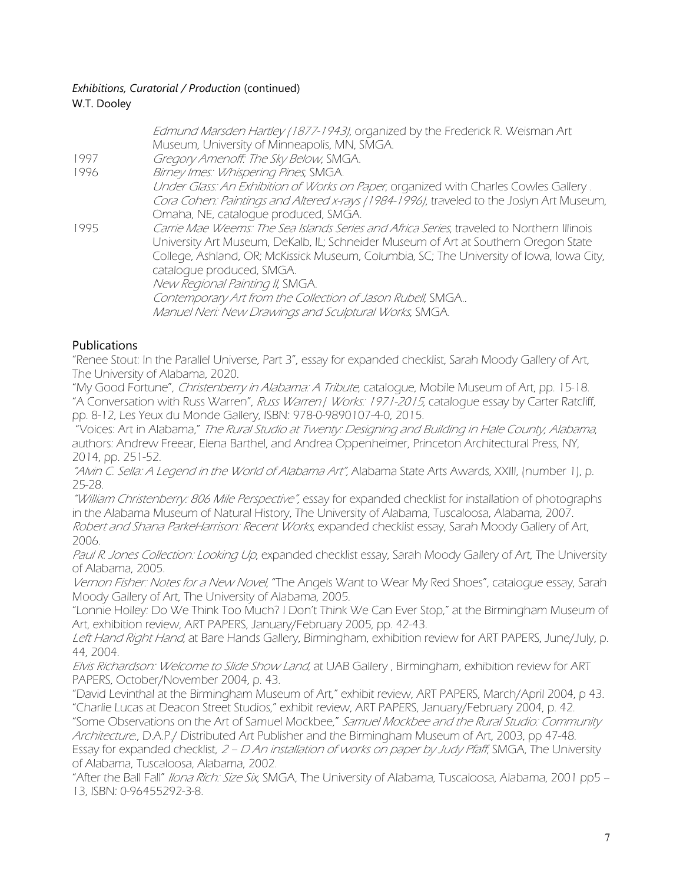### *Exhibitions, Curatorial / Production* (continued)

W.T. Dooley

*Edmund Marsden Hartley (1877-1943)*, organized by the Frederick R. Weisman Art Museum, University of Minneapolis, MN, SMGA.

1997 *Gregory Amenoff: The Sky Below*, SMGA.

1996 *Birney Imes: Whispering Pines*, SMGA.

*Under Glass: An Exhibition of Works on Paper*, organized with Charles Cowles Gallery .

*Cora Cohen: Paintings and Altered x-rays (1984-1996)*, traveled to the Joslyn Art Museum, Omaha, NE, catalogue produced, SMGA.

1995 *Carrie Mae Weems: The Sea Islands Series and Africa Series*, traveled to Northern Illinois University Art Museum, DeKalb, IL; Schneider Museum of Art at Southern Oregon State College, Ashland, OR; McKissick Museum, Columbia, SC; The University of Iowa, Iowa City, catalogue produced, SMGA.

*New Regional Painting II*, SMGA.

*Contemporary Art from the Collection of Jason Rubell*, SMGA..

*Manuel Neri: New Drawings and Sculptural Works*, SMGA.

## Publications

"Renee Stout: In the Parallel Universe, Part 3", essay for expanded checklist, Sarah Moody Gallery of Art, The University of Alabama, 2020.

"My Good Fortune", *Christenberry in Alabama: A Tribute*, catalogue, Mobile Museum of Art, pp. 15-18.

"A Conversation with Russ Warren", *Russ Warren| Works: 1971-2015*, catalogue essay by Carter Ratcliff, pp. 8-12, Les Yeux du Monde Gallery, ISBN: 978-0-9890107-4-0, 2015.

"Voices: Art in Alabama," *The Rural Studio at Twenty: Designing and Building in Hale County, Alabama*, authors: Andrew Freear, Elena Barthel, and Andrea Oppenheimer, Princeton Architectural Press, NY, 2014, pp. 251-52.

*"Alvin C. Sella: A Legend in the World of Alabama Art"*, Alabama State Arts Awards, XXIII, (number 1), p. 25-28.

*"William Christenberry: 806 Mile Perspective"*, essay for expanded checklist for installation of photographs in the Alabama Museum of Natural History, The University of Alabama, Tuscaloosa, Alabama, 2007.

*Robert and Shana ParkeHarrison: Recent Works*, expanded checklist essay, Sarah Moody Gallery of Art, 2006.

*Paul R. Jones Collection: Looking Up*, expanded checklist essay, Sarah Moody Gallery of Art, The University of Alabama, 2005.

*Vernon Fisher: Notes for a New Novel*, "The Angels Want to Wear My Red Shoes", catalogue essay, Sarah Moody Gallery of Art, The University of Alabama, 2005.

"Lonnie Holley: Do We Think Too Much? I Don't Think We Can Ever Stop," at the Birmingham Museum of Art, exhibition review, ART PAPERS, January/February 2005, pp. 42-43.

*Left Hand Right Hand*, at Bare Hands Gallery, Birmingham, exhibition review for ART PAPERS, June/July, p. 44, 2004.

*Elvis Richardson: Welcome to Slide Show Land*, at UAB Gallery , Birmingham, exhibition review for ART PAPERS, October/November 2004, p. 43.

"David Levinthal at the Birmingham Museum of Art," exhibit review, ART PAPERS, March/April 2004, p 43.

"Charlie Lucas at Deacon Street Studios," exhibit review, ART PAPERS, January/February 2004, p. 42.

"Some Observations on the Art of Samuel Mockbee," *Samuel Mockbee and the Rural Studio: Community Architecture.*, D.A.P./ Distributed Art Publisher and the Birmingham Museum of Art, 2003, pp 47-48.

Essay for expanded checklist, *2 – D An installation of works on paper by Judy Pfaff*, SMGA, The University of Alabama, Tuscaloosa, Alabama, 2002.

"After the Ball Fall" *Ilona Rich: Size Six*, SMGA, The University of Alabama, Tuscaloosa, Alabama, 2001 pp5 – 13, ISBN: 0-96455292-3-8.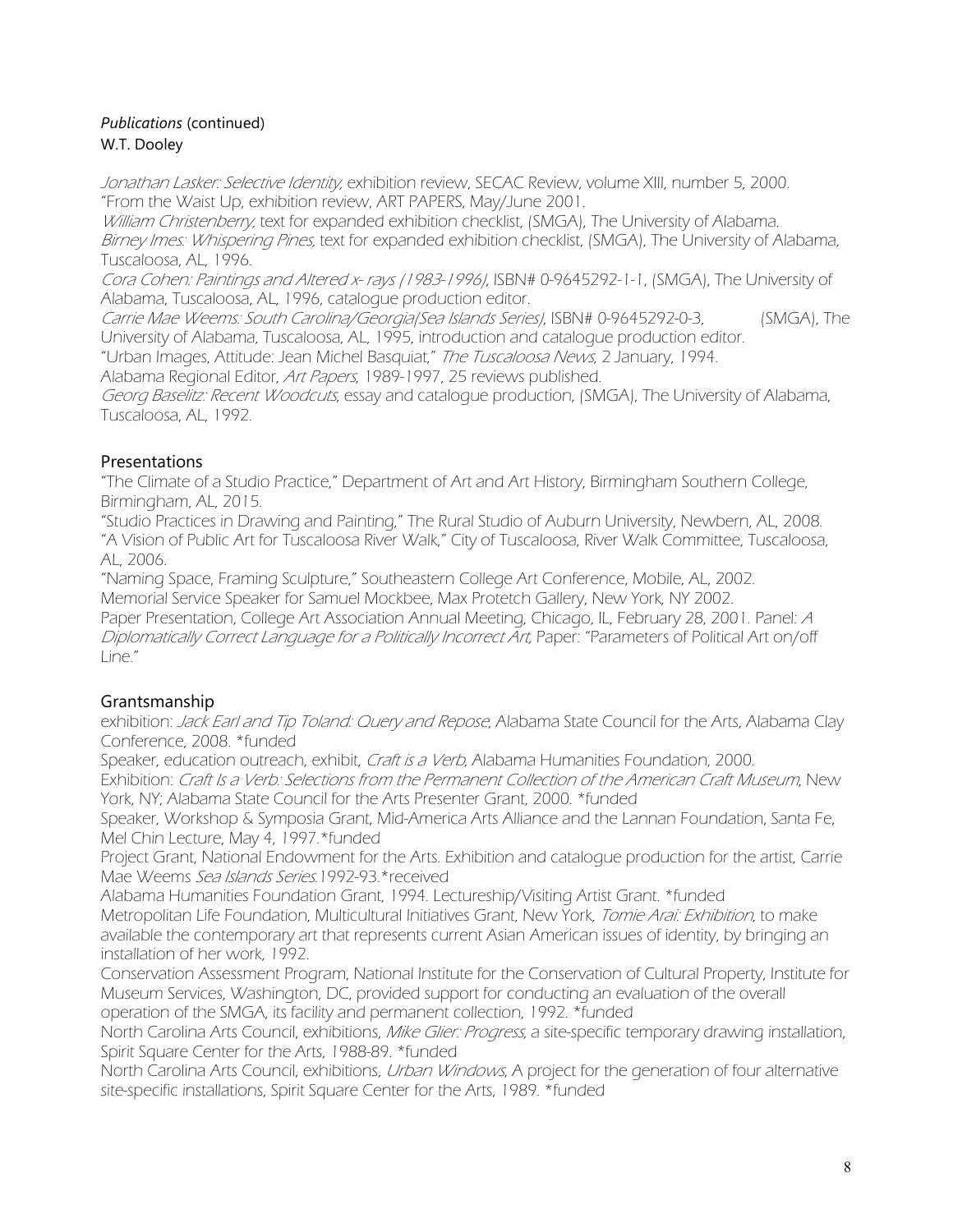*Publications* (continued)
W.T. Dooley

*Jonathan Lasker: Selective Identity*, exhibition review, SECAC Review, volume XIII, number 5, 2000.
"From the Waist Up, exhibition review, ART PAPERS, May/June 2001.
*William Christenberry*, text for expanded exhibition checklist, (SMGA), The University of Alabama.
*Birney Imes: Whispering Pines*, text for expanded exhibition checklist, (SMGA), The University of Alabama, Tuscaloosa, AL, 1996.
*Cora Cohen: Paintings and Altered x- rays (1983-1996)*, ISBN# 0-9645292-1-1, (SMGA), The University of Alabama, Tuscaloosa, AL, 1996, catalogue production editor.
*Carrie Mae Weems: South Carolina/Georgia(Sea Islands Series)*, ISBN# 0-9645292-0-3, (SMGA), The University of Alabama, Tuscaloosa, AL, 1995, introduction and catalogue production editor.
"Urban Images, Attitude: Jean Michel Basquiat," *The Tuscaloosa News*, 2 January, 1994.
Alabama Regional Editor, *Art Papers*, 1989-1997, 25 reviews published.
*Georg Baselitz: Recent Woodcuts*, essay and catalogue production, (SMGA), The University of Alabama, Tuscaloosa, AL, 1992.

## Presentations

"The Climate of a Studio Practice," Department of Art and Art History, Birmingham Southern College, Birmingham, AL, 2015.
"Studio Practices in Drawing and Painting," The Rural Studio of Auburn University, Newbern, AL, 2008.
"A Vision of Public Art for Tuscaloosa River Walk," City of Tuscaloosa, River Walk Committee, Tuscaloosa, AL, 2006.
"Naming Space, Framing Sculpture," Southeastern College Art Conference, Mobile, AL, 2002.
Memorial Service Speaker for Samuel Mockbee, Max Protetch Gallery, New York, NY 2002.
Paper Presentation, College Art Association Annual Meeting, Chicago, IL, February 28, 2001. Panel: *A Diplomatically Correct Language for a Politically Incorrect Art*, Paper: "Parameters of Political Art on/off Line."

## Grantsmanship

exhibition: *Jack Earl and Tip Toland: Query and Repose*, Alabama State Council for the Arts, Alabama Clay Conference, 2008. *funded
Speaker, education outreach, exhibit, *Craft is a Verb*, Alabama Humanities Foundation, 2000.
Exhibition: *Craft Is a Verb: Selections from the Permanent Collection of the American Craft Museum*, New York, NY; Alabama State Council for the Arts Presenter Grant, 2000. *funded
Speaker, Workshop & Symposia Grant, Mid-America Arts Alliance and the Lannan Foundation, Santa Fe, Mel Chin Lecture, May 4, 1997.*funded
Project Grant, National Endowment for the Arts. Exhibition and catalogue production for the artist, Carrie Mae Weems *Sea Islands Series*.1992-93.*received
Alabama Humanities Foundation Grant, 1994. Lectureship/Visiting Artist Grant. *funded
Metropolitan Life Foundation, Multicultural Initiatives Grant, New York, *Tomie Arai: Exhibition*, to make available the contemporary art that represents current Asian American issues of identity, by bringing an installation of her work, 1992.
Conservation Assessment Program, National Institute for the Conservation of Cultural Property, Institute for Museum Services, Washington, DC, provided support for conducting an evaluation of the overall operation of the SMGA, its facility and permanent collection, 1992. *funded
North Carolina Arts Council, exhibitions, *Mike Glier: Progress*, a site-specific temporary drawing installation, Spirit Square Center for the Arts, 1988-89. *funded
North Carolina Arts Council, exhibitions, *Urban Windows*, A project for the generation of four alternative site-specific installations, Spirit Square Center for the Arts, 1989. *funded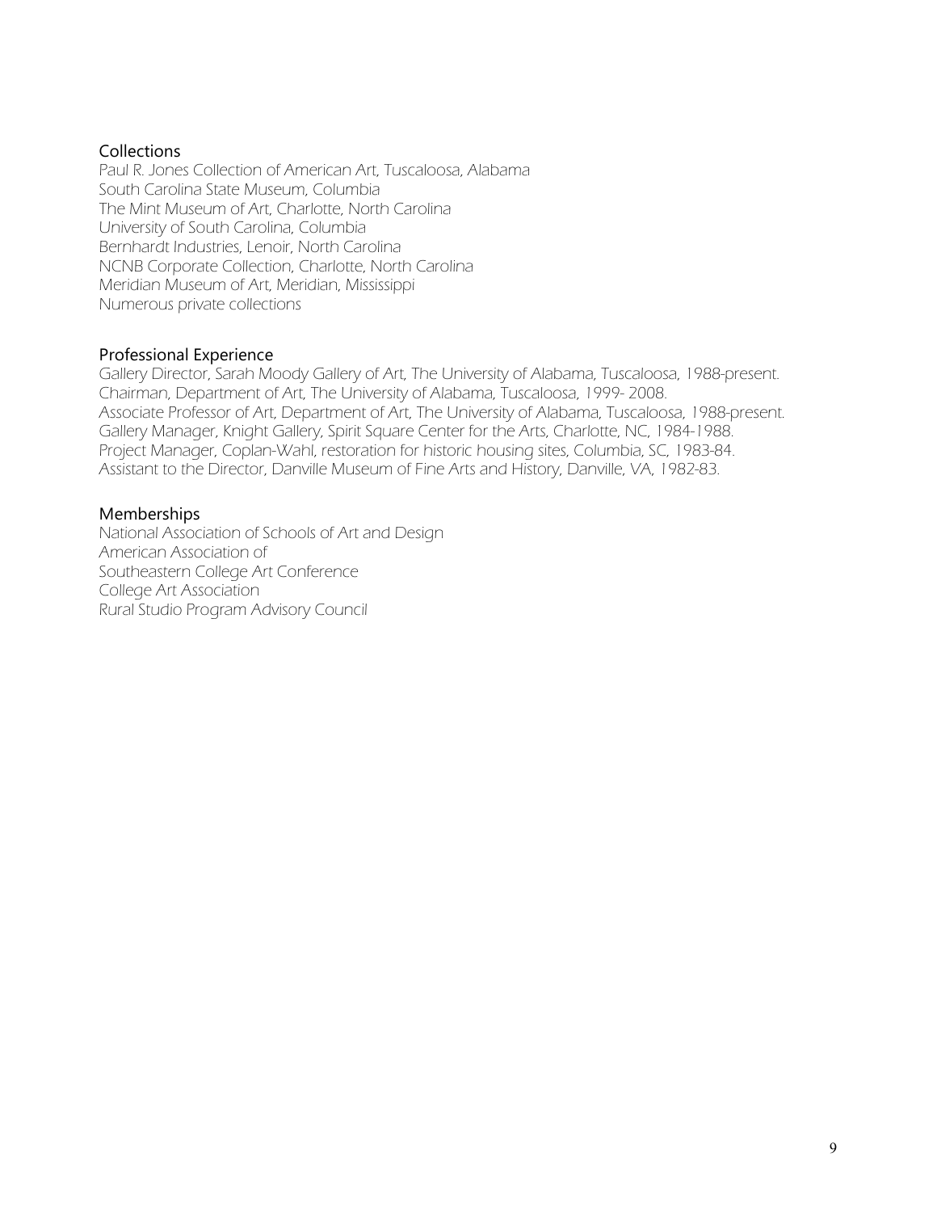## Collections

*Paul R. Jones Collection of American Art, Tuscaloosa, Alabama*
*South Carolina State Museum, Columbia*
*The Mint Museum of Art, Charlotte, North Carolina*
*University of South Carolina, Columbia*
*Bernhardt Industries, Lenoir, North Carolina*
*NCNB Corporate Collection, Charlotte, North Carolina*
*Meridian Museum of Art, Meridian, Mississippi*
*Numerous private collections*

## Professional Experience

*Gallery Director, Sarah Moody Gallery of Art, The University of Alabama, Tuscaloosa, 1988-present.*
*Chairman, Department of Art, The University of Alabama, Tuscaloosa, 1999- 2008.*
*Associate Professor of Art, Department of Art, The University of Alabama, Tuscaloosa, 1988-present.*
*Gallery Manager, Knight Gallery, Spirit Square Center for the Arts, Charlotte, NC, 1984-1988.*
*Project Manager, Coplan-Wahl, restoration for historic housing sites, Columbia, SC, 1983-84.*
*Assistant to the Director, Danville Museum of Fine Arts and History, Danville, VA, 1982-83.*

## Memberships

*National Association of Schools of Art and Design*
*American Association of*
*Southeastern College Art Conference*
*College Art Association*
*Rural Studio Program Advisory Council*